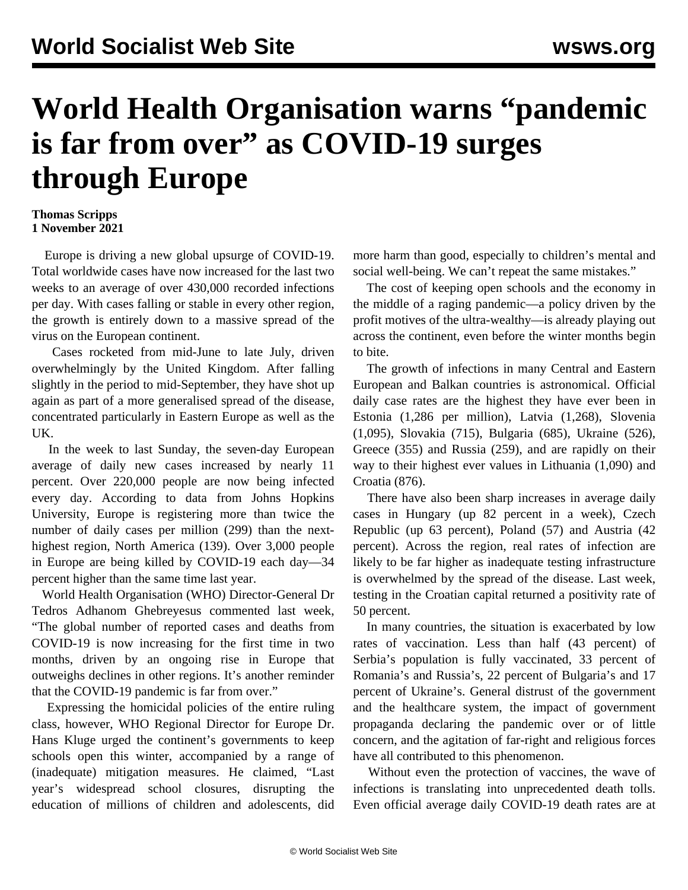# World Health Organisation warns "pandemic is far from over" as COVID-19 surges through Europe

**Thomas Scripps**
**1 November 2021**

Europe is driving a new global upsurge of COVID-19. Total worldwide cases have now increased for the last two weeks to an average of over 430,000 recorded infections per day. With cases falling or stable in every other region, the growth is entirely down to a massive spread of the virus on the European continent.

Cases rocketed from mid-June to late July, driven overwhelmingly by the United Kingdom. After falling slightly in the period to mid-September, they have shot up again as part of a more generalised spread of the disease, concentrated particularly in Eastern Europe as well as the UK.

In the week to last Sunday, the seven-day European average of daily new cases increased by nearly 11 percent. Over 220,000 people are now being infected every day. According to data from Johns Hopkins University, Europe is registering more than twice the number of daily cases per million (299) than the next-highest region, North America (139). Over 3,000 people in Europe are being killed by COVID-19 each day—34 percent higher than the same time last year.

World Health Organisation (WHO) Director-General Dr Tedros Adhanom Ghebreyesus commented last week, "The global number of reported cases and deaths from COVID-19 is now increasing for the first time in two months, driven by an ongoing rise in Europe that outweighs declines in other regions. It's another reminder that the COVID-19 pandemic is far from over."

Expressing the homicidal policies of the entire ruling class, however, WHO Regional Director for Europe Dr. Hans Kluge urged the continent's governments to keep schools open this winter, accompanied by a range of (inadequate) mitigation measures. He claimed, "Last year's widespread school closures, disrupting the education of millions of children and adolescents, did more harm than good, especially to children's mental and social well-being. We can't repeat the same mistakes."

The cost of keeping open schools and the economy in the middle of a raging pandemic—a policy driven by the profit motives of the ultra-wealthy—is already playing out across the continent, even before the winter months begin to bite.

The growth of infections in many Central and Eastern European and Balkan countries is astronomical. Official daily case rates are the highest they have ever been in Estonia (1,286 per million), Latvia (1,268), Slovenia (1,095), Slovakia (715), Bulgaria (685), Ukraine (526), Greece (355) and Russia (259), and are rapidly on their way to their highest ever values in Lithuania (1,090) and Croatia (876).

There have also been sharp increases in average daily cases in Hungary (up 82 percent in a week), Czech Republic (up 63 percent), Poland (57) and Austria (42 percent). Across the region, real rates of infection are likely to be far higher as inadequate testing infrastructure is overwhelmed by the spread of the disease. Last week, testing in the Croatian capital returned a positivity rate of 50 percent.

In many countries, the situation is exacerbated by low rates of vaccination. Less than half (43 percent) of Serbia's population is fully vaccinated, 33 percent of Romania's and Russia's, 22 percent of Bulgaria's and 17 percent of Ukraine's. General distrust of the government and the healthcare system, the impact of government propaganda declaring the pandemic over or of little concern, and the agitation of far-right and religious forces have all contributed to this phenomenon.

Without even the protection of vaccines, the wave of infections is translating into unprecedented death tolls. Even official average daily COVID-19 death rates are at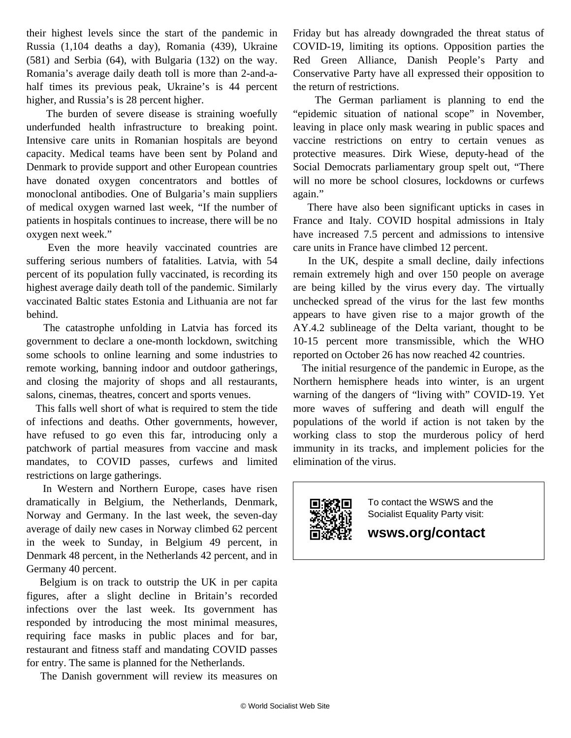their highest levels since the start of the pandemic in Russia (1,104 deaths a day), Romania (439), Ukraine (581) and Serbia (64), with Bulgaria (132) on the way. Romania's average daily death toll is more than 2-and-a-half times its previous peak, Ukraine's is 44 percent higher, and Russia's is 28 percent higher.

The burden of severe disease is straining woefully underfunded health infrastructure to breaking point. Intensive care units in Romanian hospitals are beyond capacity. Medical teams have been sent by Poland and Denmark to provide support and other European countries have donated oxygen concentrators and bottles of monoclonal antibodies. One of Bulgaria's main suppliers of medical oxygen warned last week, "If the number of patients in hospitals continues to increase, there will be no oxygen next week."

Even the more heavily vaccinated countries are suffering serious numbers of fatalities. Latvia, with 54 percent of its population fully vaccinated, is recording its highest average daily death toll of the pandemic. Similarly vaccinated Baltic states Estonia and Lithuania are not far behind.

The catastrophe unfolding in Latvia has forced its government to declare a one-month lockdown, switching some schools to online learning and some industries to remote working, banning indoor and outdoor gatherings, and closing the majority of shops and all restaurants, salons, cinemas, theatres, concert and sports venues.

This falls well short of what is required to stem the tide of infections and deaths. Other governments, however, have refused to go even this far, introducing only a patchwork of partial measures from vaccine and mask mandates, to COVID passes, curfews and limited restrictions on large gatherings.

In Western and Northern Europe, cases have risen dramatically in Belgium, the Netherlands, Denmark, Norway and Germany. In the last week, the seven-day average of daily new cases in Norway climbed 62 percent in the week to Sunday, in Belgium 49 percent, in Denmark 48 percent, in the Netherlands 42 percent, and in Germany 40 percent.

Belgium is on track to outstrip the UK in per capita figures, after a slight decline in Britain's recorded infections over the last week. Its government has responded by introducing the most minimal measures, requiring face masks in public places and for bar, restaurant and fitness staff and mandating COVID passes for entry. The same is planned for the Netherlands.

The Danish government will review its measures on Friday but has already downgraded the threat status of COVID-19, limiting its options. Opposition parties the Red Green Alliance, Danish People's Party and Conservative Party have all expressed their opposition to the return of restrictions.

The German parliament is planning to end the "epidemic situation of national scope" in November, leaving in place only mask wearing in public spaces and vaccine restrictions on entry to certain venues as protective measures. Dirk Wiese, deputy-head of the Social Democrats parliamentary group spelt out, "There will no more be school closures, lockdowns or curfews again."

There have also been significant upticks in cases in France and Italy. COVID hospital admissions in Italy have increased 7.5 percent and admissions to intensive care units in France have climbed 12 percent.

In the UK, despite a small decline, daily infections remain extremely high and over 150 people on average are being killed by the virus every day. The virtually unchecked spread of the virus for the last few months appears to have given rise to a major growth of the AY.4.2 sublineage of the Delta variant, thought to be 10-15 percent more transmissible, which the WHO reported on October 26 has now reached 42 countries.

The initial resurgence of the pandemic in Europe, as the Northern hemisphere heads into winter, is an urgent warning of the dangers of "living with" COVID-19. Yet more waves of suffering and death will engulf the populations of the world if action is not taken by the working class to stop the murderous policy of herd immunity in its tracks, and implement policies for the elimination of the virus.

To contact the WSWS and the Socialist Equality Party visit:

**wsws.org/contact**